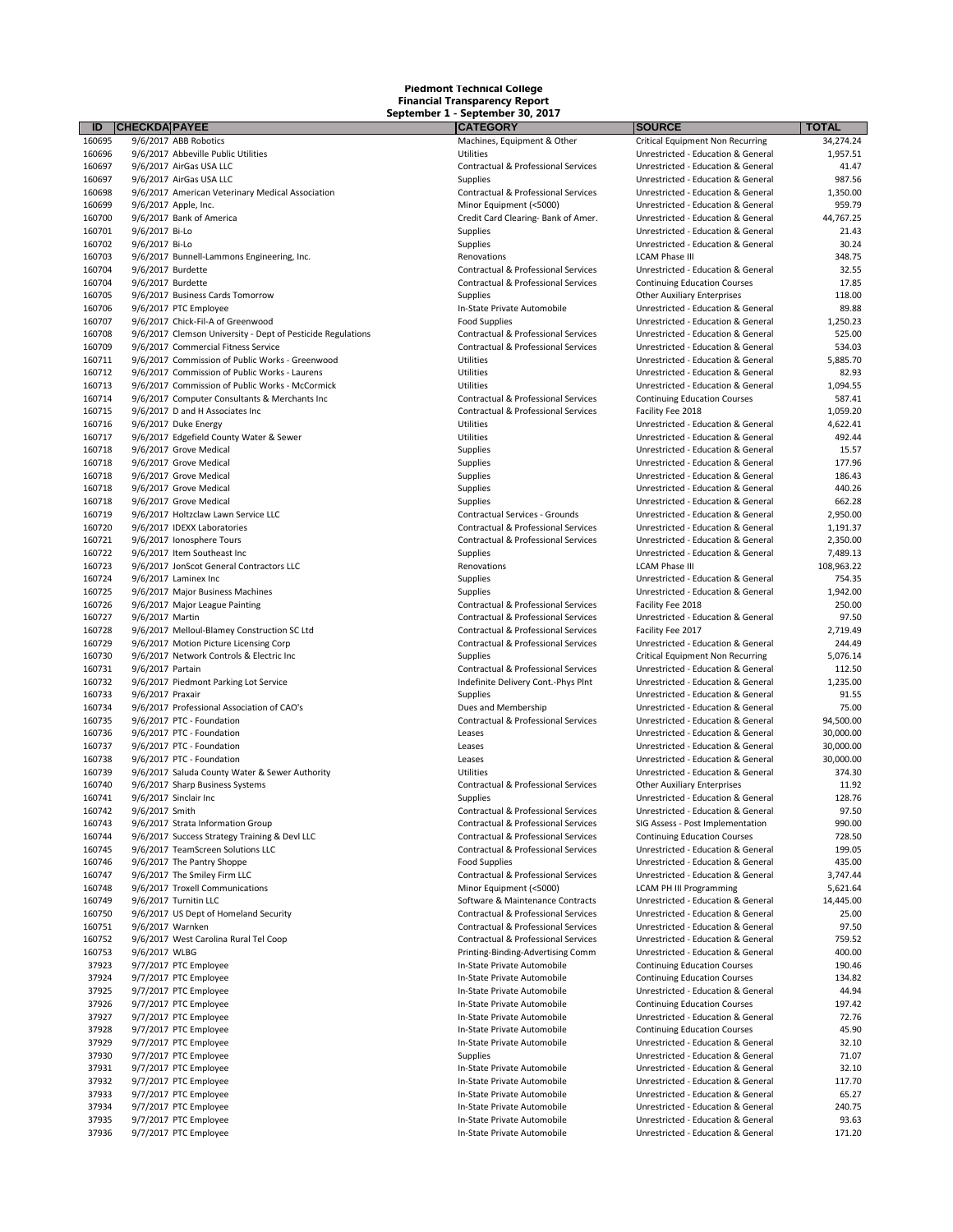**Piedmont Technical College**
**Financial Transparency Report**
**September 1 - September 30, 2017**

| ID | CHECKDATE | PAYEE | CATEGORY | SOURCE | TOTAL |
|---|---|---|---|---|---|
| 160695 | 9/6/2017 | ABB Robotics | Machines, Equipment & Other | Critical Equipment Non Recurring | 34,274.24 |
| 160696 | 9/6/2017 | Abbeville Public Utilities | Utilities | Unrestricted - Education & General | 1,957.51 |
| 160697 | 9/6/2017 | AirGas USA LLC | Contractual & Professional Services | Unrestricted - Education & General | 41.47 |
| 160697 | 9/6/2017 | AirGas USA LLC | Supplies | Unrestricted - Education & General | 987.56 |
| 160698 | 9/6/2017 | American Veterinary Medical Association | Contractual & Professional Services | Unrestricted - Education & General | 1,350.00 |
| 160699 | 9/6/2017 | Apple, Inc. | Minor Equipment (<5000) | Unrestricted - Education & General | 959.79 |
| 160700 | 9/6/2017 | Bank of America | Credit Card Clearing- Bank of Amer. | Unrestricted - Education & General | 44,767.25 |
| 160701 | 9/6/2017 | Bi-Lo | Supplies | Unrestricted - Education & General | 21.43 |
| 160702 | 9/6/2017 | Bi-Lo | Supplies | Unrestricted - Education & General | 30.24 |
| 160703 | 9/6/2017 | Bunnell-Lammons Engineering, Inc. | Renovations | LCAM Phase III | 348.75 |
| 160704 | 9/6/2017 | Burdette | Contractual & Professional Services | Unrestricted - Education & General | 32.55 |
| 160704 | 9/6/2017 | Burdette | Contractual & Professional Services | Continuing Education Courses | 17.85 |
| 160705 | 9/6/2017 | Business Cards Tomorrow | Supplies | Other Auxiliary Enterprises | 118.00 |
| 160706 | 9/6/2017 | PTC Employee | In-State Private Automobile | Unrestricted - Education & General | 89.88 |
| 160707 | 9/6/2017 | Chick-Fil-A of Greenwood | Food Supplies | Unrestricted - Education & General | 1,250.23 |
| 160708 | 9/6/2017 | Clemson University - Dept of Pesticide Regulations | Contractual & Professional Services | Unrestricted - Education & General | 525.00 |
| 160709 | 9/6/2017 | Commercial Fitness Service | Contractual & Professional Services | Unrestricted - Education & General | 534.03 |
| 160711 | 9/6/2017 | Commission of Public Works - Greenwood | Utilities | Unrestricted - Education & General | 5,885.70 |
| 160712 | 9/6/2017 | Commission of Public Works - Laurens | Utilities | Unrestricted - Education & General | 82.93 |
| 160713 | 9/6/2017 | Commission of Public Works - McCormick | Utilities | Unrestricted - Education & General | 1,094.55 |
| 160714 | 9/6/2017 | Computer Consultants & Merchants Inc | Contractual & Professional Services | Continuing Education Courses | 587.41 |
| 160715 | 9/6/2017 | D and H Associates Inc | Contractual & Professional Services | Facility Fee 2018 | 1,059.20 |
| 160716 | 9/6/2017 | Duke Energy | Utilities | Unrestricted - Education & General | 4,622.41 |
| 160717 | 9/6/2017 | Edgefield County Water & Sewer | Utilities | Unrestricted - Education & General | 492.44 |
| 160718 | 9/6/2017 | Grove Medical | Supplies | Unrestricted - Education & General | 15.57 |
| 160718 | 9/6/2017 | Grove Medical | Supplies | Unrestricted - Education & General | 177.96 |
| 160718 | 9/6/2017 | Grove Medical | Supplies | Unrestricted - Education & General | 186.43 |
| 160718 | 9/6/2017 | Grove Medical | Supplies | Unrestricted - Education & General | 440.26 |
| 160718 | 9/6/2017 | Grove Medical | Supplies | Unrestricted - Education & General | 662.28 |
| 160719 | 9/6/2017 | Holtzclaw Lawn Service LLC | Contractual Services - Grounds | Unrestricted - Education & General | 2,950.00 |
| 160720 | 9/6/2017 | IDEXX Laboratories | Contractual & Professional Services | Unrestricted - Education & General | 1,191.37 |
| 160721 | 9/6/2017 | Ionosphere Tours | Contractual & Professional Services | Unrestricted - Education & General | 2,350.00 |
| 160722 | 9/6/2017 | Item Southeast Inc | Supplies | Unrestricted - Education & General | 7,489.13 |
| 160723 | 9/6/2017 | JonScot General Contractors LLC | Renovations | LCAM Phase III | 108,963.22 |
| 160724 | 9/6/2017 | Laminex Inc | Supplies | Unrestricted - Education & General | 754.35 |
| 160725 | 9/6/2017 | Major Business Machines | Supplies | Unrestricted - Education & General | 1,942.00 |
| 160726 | 9/6/2017 | Major League Painting | Contractual & Professional Services | Facility Fee 2018 | 250.00 |
| 160727 | 9/6/2017 | Martin | Contractual & Professional Services | Unrestricted - Education & General | 97.50 |
| 160728 | 9/6/2017 | Melloul-Blamey Construction SC Ltd | Contractual & Professional Services | Facility Fee 2017 | 2,719.49 |
| 160729 | 9/6/2017 | Motion Picture Licensing Corp | Contractual & Professional Services | Unrestricted - Education & General | 244.49 |
| 160730 | 9/6/2017 | Network Controls & Electric Inc | Supplies | Critical Equipment Non Recurring | 5,076.14 |
| 160731 | 9/6/2017 | Partain | Contractual & Professional Services | Unrestricted - Education & General | 112.50 |
| 160732 | 9/6/2017 | Piedmont Parking Lot Service | Indefinite Delivery Cont.-Phys Plnt | Unrestricted - Education & General | 1,235.00 |
| 160733 | 9/6/2017 | Praxair | Supplies | Unrestricted - Education & General | 91.55 |
| 160734 | 9/6/2017 | Professional Association of CAO's | Dues and Membership | Unrestricted - Education & General | 75.00 |
| 160735 | 9/6/2017 | PTC - Foundation | Contractual & Professional Services | Unrestricted - Education & General | 94,500.00 |
| 160736 | 9/6/2017 | PTC - Foundation | Leases | Unrestricted - Education & General | 30,000.00 |
| 160737 | 9/6/2017 | PTC - Foundation | Leases | Unrestricted - Education & General | 30,000.00 |
| 160738 | 9/6/2017 | PTC - Foundation | Leases | Unrestricted - Education & General | 30,000.00 |
| 160739 | 9/6/2017 | Saluda County Water & Sewer Authority | Utilities | Unrestricted - Education & General | 374.30 |
| 160740 | 9/6/2017 | Sharp Business Systems | Contractual & Professional Services | Other Auxiliary Enterprises | 11.92 |
| 160741 | 9/6/2017 | Sinclair Inc | Supplies | Unrestricted - Education & General | 128.76 |
| 160742 | 9/6/2017 | Smith | Contractual & Professional Services | Unrestricted - Education & General | 97.50 |
| 160743 | 9/6/2017 | Strata Information Group | Contractual & Professional Services | SIG Assess - Post Implementation | 990.00 |
| 160744 | 9/6/2017 | Success Strategy Training & Devl LLC | Contractual & Professional Services | Continuing Education Courses | 728.50 |
| 160745 | 9/6/2017 | TeamScreen Solutions LLC | Contractual & Professional Services | Unrestricted - Education & General | 199.05 |
| 160746 | 9/6/2017 | The Pantry Shoppe | Food Supplies | Unrestricted - Education & General | 435.00 |
| 160747 | 9/6/2017 | The Smiley Firm LLC | Contractual & Professional Services | Unrestricted - Education & General | 3,747.44 |
| 160748 | 9/6/2017 | Troxell Communications | Minor Equipment (<5000) | LCAM PH III Programming | 5,621.64 |
| 160749 | 9/6/2017 | Turnitin LLC | Software & Maintenance Contracts | Unrestricted - Education & General | 14,445.00 |
| 160750 | 9/6/2017 | US Dept of Homeland Security | Contractual & Professional Services | Unrestricted - Education & General | 25.00 |
| 160751 | 9/6/2017 | Warnken | Contractual & Professional Services | Unrestricted - Education & General | 97.50 |
| 160752 | 9/6/2017 | West Carolina Rural Tel Coop | Contractual & Professional Services | Unrestricted - Education & General | 759.52 |
| 160753 | 9/6/2017 | WLBG | Printing-Binding-Advertising Comm | Unrestricted - Education & General | 400.00 |
| 37923 | 9/7/2017 | PTC Employee | In-State Private Automobile | Continuing Education Courses | 190.46 |
| 37924 | 9/7/2017 | PTC Employee | In-State Private Automobile | Continuing Education Courses | 134.82 |
| 37925 | 9/7/2017 | PTC Employee | In-State Private Automobile | Unrestricted - Education & General | 44.94 |
| 37926 | 9/7/2017 | PTC Employee | In-State Private Automobile | Continuing Education Courses | 197.42 |
| 37927 | 9/7/2017 | PTC Employee | In-State Private Automobile | Unrestricted - Education & General | 72.76 |
| 37928 | 9/7/2017 | PTC Employee | In-State Private Automobile | Continuing Education Courses | 45.90 |
| 37929 | 9/7/2017 | PTC Employee | In-State Private Automobile | Unrestricted - Education & General | 32.10 |
| 37930 | 9/7/2017 | PTC Employee | Supplies | Unrestricted - Education & General | 71.07 |
| 37931 | 9/7/2017 | PTC Employee | In-State Private Automobile | Unrestricted - Education & General | 32.10 |
| 37932 | 9/7/2017 | PTC Employee | In-State Private Automobile | Unrestricted - Education & General | 117.70 |
| 37933 | 9/7/2017 | PTC Employee | In-State Private Automobile | Unrestricted - Education & General | 65.27 |
| 37934 | 9/7/2017 | PTC Employee | In-State Private Automobile | Unrestricted - Education & General | 240.75 |
| 37935 | 9/7/2017 | PTC Employee | In-State Private Automobile | Unrestricted - Education & General | 93.63 |
| 37936 | 9/7/2017 | PTC Employee | In-State Private Automobile | Unrestricted - Education & General | 171.20 |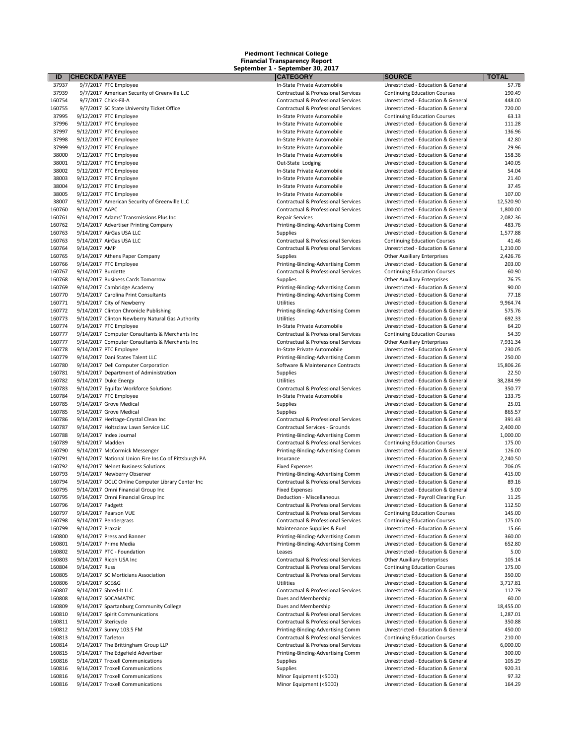**Piedmont Technical College**
**Financial Transparency Report**
**September 1 - September 30, 2017**

| ID | CHECKDATE | PAYEE | CATEGORY | SOURCE | TOTAL |
|---|---|---|---|---|---|
| 37937 | 9/7/2017 | PTC Employee | In-State Private Automobile | Unrestricted - Education & General | 57.78 |
| 37939 | 9/7/2017 | American Security of Greenville LLC | Contractual & Professional Services | Continuing Education Courses | 190.49 |
| 160754 | 9/7/2017 | Chick-Fil-A | Contractual & Professional Services | Unrestricted - Education & General | 448.00 |
| 160755 | 9/7/2017 | SC State University Ticket Office | Contractual & Professional Services | Unrestricted - Education & General | 720.00 |
| 37995 | 9/12/2017 | PTC Employee | In-State Private Automobile | Continuing Education Courses | 63.13 |
| 37996 | 9/12/2017 | PTC Employee | In-State Private Automobile | Unrestricted - Education & General | 111.28 |
| 37997 | 9/12/2017 | PTC Employee | In-State Private Automobile | Unrestricted - Education & General | 136.96 |
| 37998 | 9/12/2017 | PTC Employee | In-State Private Automobile | Unrestricted - Education & General | 42.80 |
| 37999 | 9/12/2017 | PTC Employee | In-State Private Automobile | Unrestricted - Education & General | 29.96 |
| 38000 | 9/12/2017 | PTC Employee | In-State Private Automobile | Unrestricted - Education & General | 158.36 |
| 38001 | 9/12/2017 | PTC Employee | Out-State Lodging | Unrestricted - Education & General | 140.05 |
| 38002 | 9/12/2017 | PTC Employee | In-State Private Automobile | Unrestricted - Education & General | 54.04 |
| 38003 | 9/12/2017 | PTC Employee | In-State Private Automobile | Unrestricted - Education & General | 21.40 |
| 38004 | 9/12/2017 | PTC Employee | In-State Private Automobile | Unrestricted - Education & General | 37.45 |
| 38005 | 9/12/2017 | PTC Employee | In-State Private Automobile | Unrestricted - Education & General | 107.00 |
| 38007 | 9/12/2017 | American Security of Greenville LLC | Contractual & Professional Services | Unrestricted - Education & General | 12,520.90 |
| 160760 | 9/14/2017 | AAPC | Contractual & Professional Services | Unrestricted - Education & General | 1,800.00 |
| 160761 | 9/14/2017 | Adams' Transmissions Plus Inc | Repair Services | Unrestricted - Education & General | 2,082.36 |
| 160762 | 9/14/2017 | Advertiser Printing Company | Printing-Binding-Advertising Comm | Unrestricted - Education & General | 483.76 |
| 160763 | 9/14/2017 | AirGas USA LLC | Supplies | Unrestricted - Education & General | 1,577.88 |
| 160763 | 9/14/2017 | AirGas USA LLC | Contractual & Professional Services | Continuing Education Courses | 41.46 |
| 160764 | 9/14/2017 | AMP | Contractual & Professional Services | Unrestricted - Education & General | 1,210.00 |
| 160765 | 9/14/2017 | Athens Paper Company | Supplies | Other Auxiliary Enterprises | 2,426.76 |
| 160766 | 9/14/2017 | PTC Employee | Printing-Binding-Advertising Comm | Unrestricted - Education & General | 203.00 |
| 160767 | 9/14/2017 | Burdette | Contractual & Professional Services | Continuing Education Courses | 60.90 |
| 160768 | 9/14/2017 | Business Cards Tomorrow | Supplies | Other Auxiliary Enterprises | 76.75 |
| 160769 | 9/14/2017 | Cambridge Academy | Printing-Binding-Advertising Comm | Unrestricted - Education & General | 90.00 |
| 160770 | 9/14/2017 | Carolina Print Consultants | Printing-Binding-Advertising Comm | Unrestricted - Education & General | 77.18 |
| 160771 | 9/14/2017 | City of Newberry | Utilities | Unrestricted - Education & General | 9,964.74 |
| 160772 | 9/14/2017 | Clinton Chronicle Publishing | Printing-Binding-Advertising Comm | Unrestricted - Education & General | 575.76 |
| 160773 | 9/14/2017 | Clinton Newberry Natural Gas Authority | Utilities | Unrestricted - Education & General | 692.33 |
| 160774 | 9/14/2017 | PTC Employee | In-State Private Automobile | Unrestricted - Education & General | 64.20 |
| 160777 | 9/14/2017 | Computer Consultants & Merchants Inc | Contractual & Professional Services | Continuing Education Courses | 54.39 |
| 160777 | 9/14/2017 | Computer Consultants & Merchants Inc | Contractual & Professional Services | Other Auxiliary Enterprises | 7,931.34 |
| 160778 | 9/14/2017 | PTC Employee | In-State Private Automobile | Unrestricted - Education & General | 230.05 |
| 160779 | 9/14/2017 | Dani States Talent LLC | Printing-Binding-Advertising Comm | Unrestricted - Education & General | 250.00 |
| 160780 | 9/14/2017 | Dell Computer Corporation | Software & Maintenance Contracts | Unrestricted - Education & General | 15,806.26 |
| 160781 | 9/14/2017 | Department of Administration | Supplies | Unrestricted - Education & General | 22.50 |
| 160782 | 9/14/2017 | Duke Energy | Utilities | Unrestricted - Education & General | 38,284.99 |
| 160783 | 9/14/2017 | Equifax Workforce Solutions | Contractual & Professional Services | Unrestricted - Education & General | 350.77 |
| 160784 | 9/14/2017 | PTC Employee | In-State Private Automobile | Unrestricted - Education & General | 133.75 |
| 160785 | 9/14/2017 | Grove Medical | Supplies | Unrestricted - Education & General | 25.01 |
| 160785 | 9/14/2017 | Grove Medical | Supplies | Unrestricted - Education & General | 865.57 |
| 160786 | 9/14/2017 | Heritage-Crystal Clean Inc | Contractual & Professional Services | Unrestricted - Education & General | 391.43 |
| 160787 | 9/14/2017 | Holtzclaw Lawn Service LLC | Contractual Services - Grounds | Unrestricted - Education & General | 2,400.00 |
| 160788 | 9/14/2017 | Index Journal | Printing-Binding-Advertising Comm | Unrestricted - Education & General | 1,000.00 |
| 160789 | 9/14/2017 | Madden | Contractual & Professional Services | Continuing Education Courses | 175.00 |
| 160790 | 9/14/2017 | McCormick Messenger | Printing-Binding-Advertising Comm | Unrestricted - Education & General | 126.00 |
| 160791 | 9/14/2017 | National Union Fire Ins Co of Pittsburgh PA | Insurance | Unrestricted - Education & General | 2,240.50 |
| 160792 | 9/14/2017 | Nelnet Business Solutions | Fixed Expenses | Unrestricted - Education & General | 706.05 |
| 160793 | 9/14/2017 | Newberry Observer | Printing-Binding-Advertising Comm | Unrestricted - Education & General | 415.00 |
| 160794 | 9/14/2017 | OCLC Online Computer Library Center Inc | Contractual & Professional Services | Unrestricted - Education & General | 89.16 |
| 160795 | 9/14/2017 | Omni Financial Group Inc | Fixed Expenses | Unrestricted - Education & General | 5.00 |
| 160795 | 9/14/2017 | Omni Financial Group Inc | Deduction - Miscellaneous | Unrestricted - Payroll Clearing Fun | 11.25 |
| 160796 | 9/14/2017 | Padgett | Contractual & Professional Services | Unrestricted - Education & General | 112.50 |
| 160797 | 9/14/2017 | Pearson VUE | Contractual & Professional Services | Continuing Education Courses | 145.00 |
| 160798 | 9/14/2017 | Pendergrass | Contractual & Professional Services | Continuing Education Courses | 175.00 |
| 160799 | 9/14/2017 | Praxair | Maintenance Supplies & Fuel | Unrestricted - Education & General | 15.66 |
| 160800 | 9/14/2017 | Press and Banner | Printing-Binding-Advertising Comm | Unrestricted - Education & General | 360.00 |
| 160801 | 9/14/2017 | Prime Media | Printing-Binding-Advertising Comm | Unrestricted - Education & General | 652.80 |
| 160802 | 9/14/2017 | PTC - Foundation | Leases | Unrestricted - Education & General | 5.00 |
| 160803 | 9/14/2017 | Ricoh USA Inc | Contractual & Professional Services | Other Auxiliary Enterprises | 105.14 |
| 160804 | 9/14/2017 | Russ | Contractual & Professional Services | Continuing Education Courses | 175.00 |
| 160805 | 9/14/2017 | SC Morticians Association | Contractual & Professional Services | Unrestricted - Education & General | 350.00 |
| 160806 | 9/14/2017 | SCE&G | Utilities | Unrestricted - Education & General | 3,717.81 |
| 160807 | 9/14/2017 | Shred-It LLC | Contractual & Professional Services | Unrestricted - Education & General | 112.79 |
| 160808 | 9/14/2017 | SOCAMATYC | Dues and Membership | Unrestricted - Education & General | 60.00 |
| 160809 | 9/14/2017 | Spartanburg Community College | Dues and Membership | Unrestricted - Education & General | 18,455.00 |
| 160810 | 9/14/2017 | Spirit Communications | Contractual & Professional Services | Unrestricted - Education & General | 1,287.01 |
| 160811 | 9/14/2017 | Stericycle | Contractual & Professional Services | Unrestricted - Education & General | 350.88 |
| 160812 | 9/14/2017 | Sunny 103.5 FM | Printing-Binding-Advertising Comm | Unrestricted - Education & General | 450.00 |
| 160813 | 9/14/2017 | Tarleton | Contractual & Professional Services | Continuing Education Courses | 210.00 |
| 160814 | 9/14/2017 | The Brittingham Group LLP | Contractual & Professional Services | Unrestricted - Education & General | 6,000.00 |
| 160815 | 9/14/2017 | The Edgefield Advertiser | Printing-Binding-Advertising Comm | Unrestricted - Education & General | 300.00 |
| 160816 | 9/14/2017 | Troxell Communications | Supplies | Unrestricted - Education & General | 105.29 |
| 160816 | 9/14/2017 | Troxell Communications | Supplies | Unrestricted - Education & General | 920.31 |
| 160816 | 9/14/2017 | Troxell Communications | Minor Equipment (<5000) | Unrestricted - Education & General | 97.32 |
| 160816 | 9/14/2017 | Troxell Communications | Minor Equipment (<5000) | Unrestricted - Education & General | 164.29 |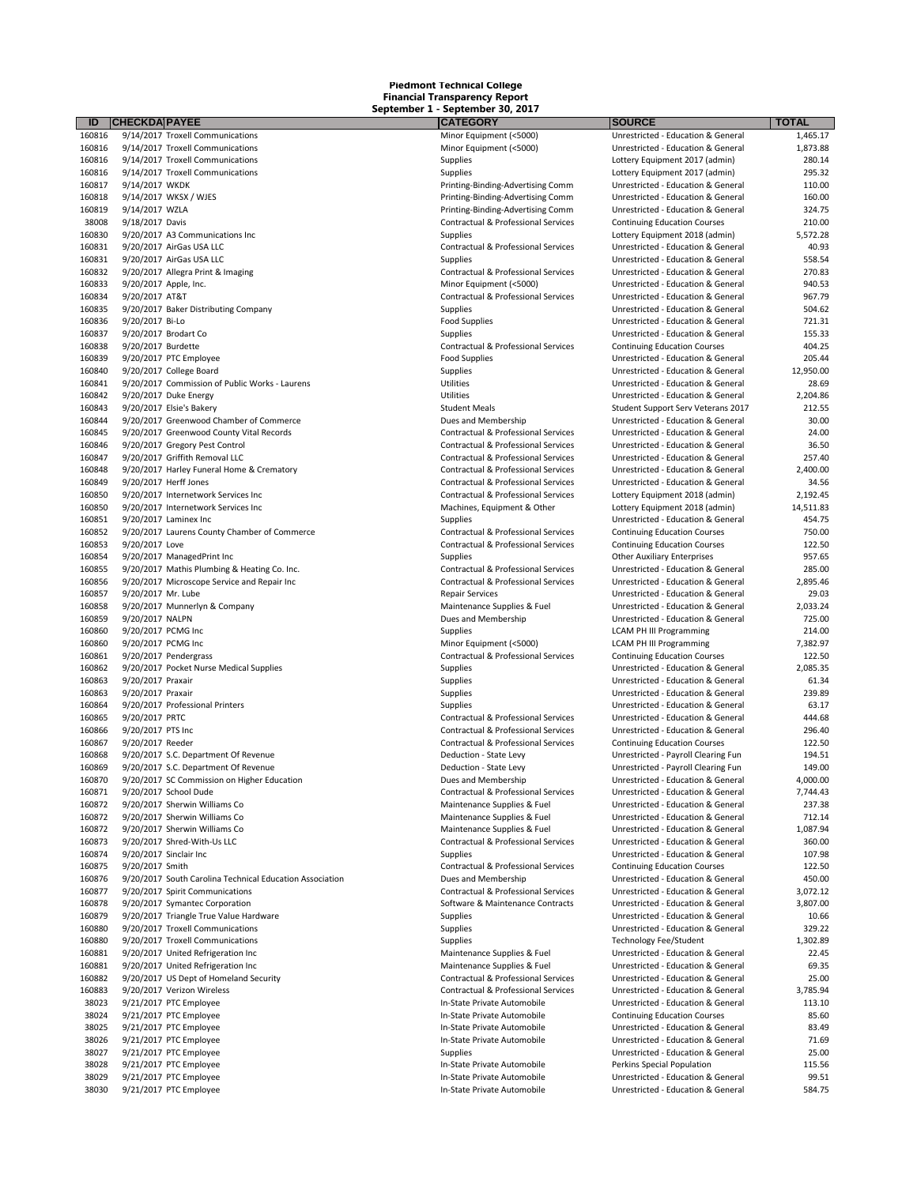**Piedmont Technical College**
**Financial Transparency Report**
**September 1 - September 30, 2017**

| ID | CHECKDA | PAYEE | CATEGORY | SOURCE | TOTAL |
|---|---|---|---|---|---|
| 160816 | 9/14/2017 | Troxell Communications | Minor Equipment (<5000) | Unrestricted - Education & General | 1,465.17 |
| 160816 | 9/14/2017 | Troxell Communications | Minor Equipment (<5000) | Unrestricted - Education & General | 1,873.88 |
| 160816 | 9/14/2017 | Troxell Communications | Supplies | Lottery Equipment 2017 (admin) | 280.14 |
| 160816 | 9/14/2017 | Troxell Communications | Supplies | Lottery Equipment 2017 (admin) | 295.32 |
| 160817 | 9/14/2017 | WKDK | Printing-Binding-Advertising Comm | Unrestricted - Education & General | 110.00 |
| 160818 | 9/14/2017 | WKSX / WJES | Printing-Binding-Advertising Comm | Unrestricted - Education & General | 160.00 |
| 160819 | 9/14/2017 | WZLA | Printing-Binding-Advertising Comm | Unrestricted - Education & General | 324.75 |
| 38008 | 9/18/2017 | Davis | Contractual & Professional Services | Continuing Education Courses | 210.00 |
| 160830 | 9/20/2017 | A3 Communications Inc | Supplies | Lottery Equipment 2018 (admin) | 5,572.28 |
| 160831 | 9/20/2017 | AirGas USA LLC | Contractual & Professional Services | Unrestricted - Education & General | 40.93 |
| 160831 | 9/20/2017 | AirGas USA LLC | Supplies | Unrestricted - Education & General | 558.54 |
| 160832 | 9/20/2017 | Allegra Print & Imaging | Contractual & Professional Services | Unrestricted - Education & General | 270.83 |
| 160833 | 9/20/2017 | Apple, Inc. | Minor Equipment (<5000) | Unrestricted - Education & General | 940.53 |
| 160834 | 9/20/2017 | AT&T | Contractual & Professional Services | Unrestricted - Education & General | 967.79 |
| 160835 | 9/20/2017 | Baker Distributing Company | Supplies | Unrestricted - Education & General | 504.62 |
| 160836 | 9/20/2017 | Bi-Lo | Food Supplies | Unrestricted - Education & General | 721.31 |
| 160837 | 9/20/2017 | Brodart Co | Supplies | Unrestricted - Education & General | 155.33 |
| 160838 | 9/20/2017 | Burdette | Contractual & Professional Services | Continuing Education Courses | 404.25 |
| 160839 | 9/20/2017 | PTC Employee | Food Supplies | Unrestricted - Education & General | 205.44 |
| 160840 | 9/20/2017 | College Board | Supplies | Unrestricted - Education & General | 12,950.00 |
| 160841 | 9/20/2017 | Commission of Public Works - Laurens | Utilities | Unrestricted - Education & General | 28.69 |
| 160842 | 9/20/2017 | Duke Energy | Utilities | Unrestricted - Education & General | 2,204.86 |
| 160843 | 9/20/2017 | Elsie's Bakery | Student Meals | Student Support Serv Veterans 2017 | 212.55 |
| 160844 | 9/20/2017 | Greenwood Chamber of Commerce | Dues and Membership | Unrestricted - Education & General | 30.00 |
| 160845 | 9/20/2017 | Greenwood County Vital Records | Contractual & Professional Services | Unrestricted - Education & General | 24.00 |
| 160846 | 9/20/2017 | Gregory Pest Control | Contractual & Professional Services | Unrestricted - Education & General | 36.50 |
| 160847 | 9/20/2017 | Griffith Removal LLC | Contractual & Professional Services | Unrestricted - Education & General | 257.40 |
| 160848 | 9/20/2017 | Harley Funeral Home & Crematory | Contractual & Professional Services | Unrestricted - Education & General | 2,400.00 |
| 160849 | 9/20/2017 | Herff Jones | Contractual & Professional Services | Unrestricted - Education & General | 34.56 |
| 160850 | 9/20/2017 | Internetwork Services Inc | Contractual & Professional Services | Lottery Equipment 2018 (admin) | 2,192.45 |
| 160850 | 9/20/2017 | Internetwork Services Inc | Machines, Equipment & Other | Lottery Equipment 2018 (admin) | 14,511.83 |
| 160851 | 9/20/2017 | Laminex Inc | Supplies | Unrestricted - Education & General | 454.75 |
| 160852 | 9/20/2017 | Laurens County Chamber of Commerce | Contractual & Professional Services | Continuing Education Courses | 750.00 |
| 160853 | 9/20/2017 | Love | Contractual & Professional Services | Continuing Education Courses | 122.50 |
| 160854 | 9/20/2017 | ManagedPrint Inc | Supplies | Other Auxiliary Enterprises | 957.65 |
| 160855 | 9/20/2017 | Mathis Plumbing & Heating Co. Inc. | Contractual & Professional Services | Unrestricted - Education & General | 285.00 |
| 160856 | 9/20/2017 | Microscope Service and Repair Inc | Contractual & Professional Services | Unrestricted - Education & General | 2,895.46 |
| 160857 | 9/20/2017 | Mr. Lube | Repair Services | Unrestricted - Education & General | 29.03 |
| 160858 | 9/20/2017 | Munnerlyn & Company | Maintenance Supplies & Fuel | Unrestricted - Education & General | 2,033.24 |
| 160859 | 9/20/2017 | NALPN | Dues and Membership | Unrestricted - Education & General | 725.00 |
| 160860 | 9/20/2017 | PCMG Inc | Supplies | LCAM PH III Programming | 214.00 |
| 160860 | 9/20/2017 | PCMG Inc | Minor Equipment (<5000) | LCAM PH III Programming | 7,382.97 |
| 160861 | 9/20/2017 | Pendergrass | Contractual & Professional Services | Continuing Education Courses | 122.50 |
| 160862 | 9/20/2017 | Pocket Nurse Medical Supplies | Supplies | Unrestricted - Education & General | 2,085.35 |
| 160863 | 9/20/2017 | Praxair | Supplies | Unrestricted - Education & General | 61.34 |
| 160863 | 9/20/2017 | Praxair | Supplies | Unrestricted - Education & General | 239.89 |
| 160864 | 9/20/2017 | Professional Printers | Supplies | Unrestricted - Education & General | 63.17 |
| 160865 | 9/20/2017 | PRTC | Contractual & Professional Services | Unrestricted - Education & General | 444.68 |
| 160866 | 9/20/2017 | PTS Inc | Contractual & Professional Services | Unrestricted - Education & General | 296.40 |
| 160867 | 9/20/2017 | Reeder | Contractual & Professional Services | Continuing Education Courses | 122.50 |
| 160868 | 9/20/2017 | S.C. Department Of Revenue | Deduction - State Levy | Unrestricted - Payroll Clearing Fun | 194.51 |
| 160869 | 9/20/2017 | S.C. Department Of Revenue | Deduction - State Levy | Unrestricted - Payroll Clearing Fun | 149.00 |
| 160870 | 9/20/2017 | SC Commission on Higher Education | Dues and Membership | Unrestricted - Education & General | 4,000.00 |
| 160871 | 9/20/2017 | School Dude | Contractual & Professional Services | Unrestricted - Education & General | 7,744.43 |
| 160872 | 9/20/2017 | Sherwin Williams Co | Maintenance Supplies & Fuel | Unrestricted - Education & General | 237.38 |
| 160872 | 9/20/2017 | Sherwin Williams Co | Maintenance Supplies & Fuel | Unrestricted - Education & General | 712.14 |
| 160872 | 9/20/2017 | Sherwin Williams Co | Maintenance Supplies & Fuel | Unrestricted - Education & General | 1,087.94 |
| 160873 | 9/20/2017 | Shred-With-Us LLC | Contractual & Professional Services | Unrestricted - Education & General | 360.00 |
| 160874 | 9/20/2017 | Sinclair Inc | Supplies | Unrestricted - Education & General | 107.98 |
| 160875 | 9/20/2017 | Smith | Contractual & Professional Services | Continuing Education Courses | 122.50 |
| 160876 | 9/20/2017 | South Carolina Technical Education Association | Dues and Membership | Unrestricted - Education & General | 450.00 |
| 160877 | 9/20/2017 | Spirit Communications | Contractual & Professional Services | Unrestricted - Education & General | 3,072.12 |
| 160878 | 9/20/2017 | Symantec Corporation | Software & Maintenance Contracts | Unrestricted - Education & General | 3,807.00 |
| 160879 | 9/20/2017 | Triangle True Value Hardware | Supplies | Unrestricted - Education & General | 10.66 |
| 160880 | 9/20/2017 | Troxell Communications | Supplies | Unrestricted - Education & General | 329.22 |
| 160880 | 9/20/2017 | Troxell Communications | Supplies | Technology Fee/Student | 1,302.89 |
| 160881 | 9/20/2017 | United Refrigeration Inc | Maintenance Supplies & Fuel | Unrestricted - Education & General | 22.45 |
| 160881 | 9/20/2017 | United Refrigeration Inc | Maintenance Supplies & Fuel | Unrestricted - Education & General | 69.35 |
| 160882 | 9/20/2017 | US Dept of Homeland Security | Contractual & Professional Services | Unrestricted - Education & General | 25.00 |
| 160883 | 9/20/2017 | Verizon Wireless | Contractual & Professional Services | Unrestricted - Education & General | 3,785.94 |
| 38023 | 9/21/2017 | PTC Employee | In-State Private Automobile | Unrestricted - Education & General | 113.10 |
| 38024 | 9/21/2017 | PTC Employee | In-State Private Automobile | Continuing Education Courses | 85.60 |
| 38025 | 9/21/2017 | PTC Employee | In-State Private Automobile | Unrestricted - Education & General | 83.49 |
| 38026 | 9/21/2017 | PTC Employee | In-State Private Automobile | Unrestricted - Education & General | 71.69 |
| 38027 | 9/21/2017 | PTC Employee | Supplies | Unrestricted - Education & General | 25.00 |
| 38028 | 9/21/2017 | PTC Employee | In-State Private Automobile | Perkins Special Population | 115.56 |
| 38029 | 9/21/2017 | PTC Employee | In-State Private Automobile | Unrestricted - Education & General | 99.51 |
| 38030 | 9/21/2017 | PTC Employee | In-State Private Automobile | Unrestricted - Education & General | 584.75 |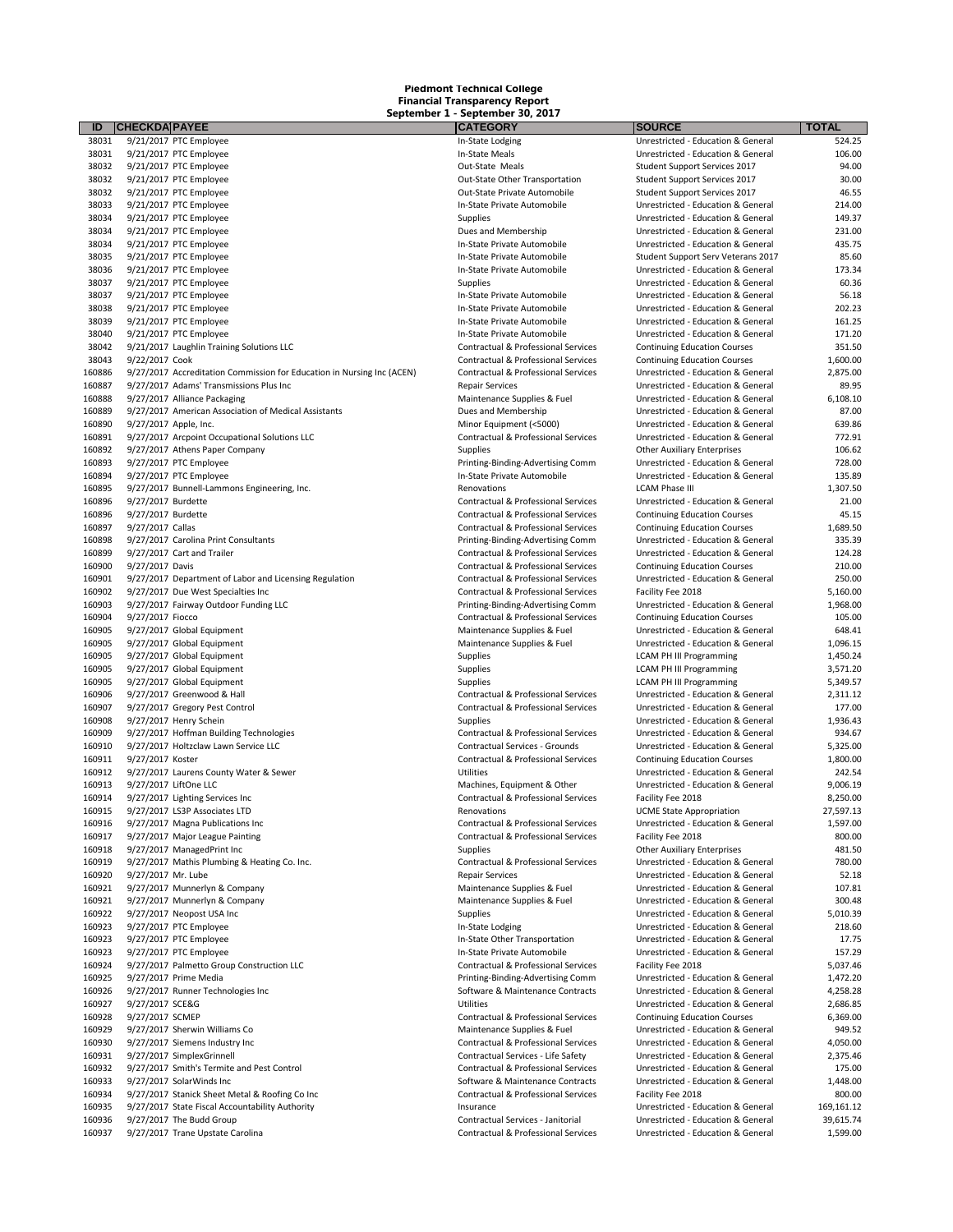**Piedmont Technical College**
**Financial Transparency Report**
**September 1 - September 30, 2017**

| ID | CHECKDATE | PAYEE | CATEGORY | SOURCE | TOTAL |
|---|---|---|---|---|---|
| 38031 | 9/21/2017 | PTC Employee | In-State Lodging | Unrestricted - Education & General | 524.25 |
| 38031 | 9/21/2017 | PTC Employee | In-State Meals | Unrestricted - Education & General | 106.00 |
| 38032 | 9/21/2017 | PTC Employee | Out-State Meals | Student Support Services 2017 | 94.00 |
| 38032 | 9/21/2017 | PTC Employee | Out-State Other Transportation | Student Support Services 2017 | 30.00 |
| 38032 | 9/21/2017 | PTC Employee | Out-State Private Automobile | Student Support Services 2017 | 46.55 |
| 38033 | 9/21/2017 | PTC Employee | In-State Private Automobile | Unrestricted - Education & General | 214.00 |
| 38034 | 9/21/2017 | PTC Employee | Supplies | Unrestricted - Education & General | 149.37 |
| 38034 | 9/21/2017 | PTC Employee | Dues and Membership | Unrestricted - Education & General | 231.00 |
| 38034 | 9/21/2017 | PTC Employee | In-State Private Automobile | Unrestricted - Education & General | 435.75 |
| 38035 | 9/21/2017 | PTC Employee | In-State Private Automobile | Student Support Serv Veterans 2017 | 85.60 |
| 38036 | 9/21/2017 | PTC Employee | In-State Private Automobile | Unrestricted - Education & General | 173.34 |
| 38037 | 9/21/2017 | PTC Employee | Supplies | Unrestricted - Education & General | 60.36 |
| 38037 | 9/21/2017 | PTC Employee | In-State Private Automobile | Unrestricted - Education & General | 56.18 |
| 38038 | 9/21/2017 | PTC Employee | In-State Private Automobile | Unrestricted - Education & General | 202.23 |
| 38039 | 9/21/2017 | PTC Employee | In-State Private Automobile | Unrestricted - Education & General | 161.25 |
| 38040 | 9/21/2017 | PTC Employee | In-State Private Automobile | Unrestricted - Education & General | 171.20 |
| 38042 | 9/21/2017 | Laughlin Training Solutions LLC | Contractual & Professional Services | Continuing Education Courses | 351.50 |
| 38043 | 9/22/2017 | Cook | Contractual & Professional Services | Continuing Education Courses | 1,600.00 |
| 160886 | 9/27/2017 | Accreditation Commission for Education in Nursing Inc (ACEN) | Contractual & Professional Services | Unrestricted - Education & General | 2,875.00 |
| 160887 | 9/27/2017 | Adams' Transmissions Plus Inc | Repair Services | Unrestricted - Education & General | 89.95 |
| 160888 | 9/27/2017 | Alliance Packaging | Maintenance Supplies & Fuel | Unrestricted - Education & General | 6,108.10 |
| 160889 | 9/27/2017 | American Association of Medical Assistants | Dues and Membership | Unrestricted - Education & General | 87.00 |
| 160890 | 9/27/2017 | Apple, Inc. | Minor Equipment (<5000) | Unrestricted - Education & General | 639.86 |
| 160891 | 9/27/2017 | Arcpoint Occupational Solutions LLC | Contractual & Professional Services | Unrestricted - Education & General | 772.91 |
| 160892 | 9/27/2017 | Athens Paper Company | Supplies | Other Auxiliary Enterprises | 106.62 |
| 160893 | 9/27/2017 | PTC Employee | Printing-Binding-Advertising Comm | Unrestricted - Education & General | 728.00 |
| 160894 | 9/27/2017 | PTC Employee | In-State Private Automobile | Unrestricted - Education & General | 135.89 |
| 160895 | 9/27/2017 | Bunnell-Lammons Engineering, Inc. | Renovations | LCAM Phase III | 1,307.50 |
| 160896 | 9/27/2017 | Burdette | Contractual & Professional Services | Unrestricted - Education & General | 21.00 |
| 160896 | 9/27/2017 | Burdette | Contractual & Professional Services | Continuing Education Courses | 45.15 |
| 160897 | 9/27/2017 | Callas | Contractual & Professional Services | Continuing Education Courses | 1,689.50 |
| 160898 | 9/27/2017 | Carolina Print Consultants | Printing-Binding-Advertising Comm | Unrestricted - Education & General | 335.39 |
| 160899 | 9/27/2017 | Cart and Trailer | Contractual & Professional Services | Unrestricted - Education & General | 124.28 |
| 160900 | 9/27/2017 | Davis | Contractual & Professional Services | Continuing Education Courses | 210.00 |
| 160901 | 9/27/2017 | Department of Labor and Licensing Regulation | Contractual & Professional Services | Unrestricted - Education & General | 250.00 |
| 160902 | 9/27/2017 | Due West Specialties Inc | Contractual & Professional Services | Facility Fee 2018 | 5,160.00 |
| 160903 | 9/27/2017 | Fairway Outdoor Funding LLC | Printing-Binding-Advertising Comm | Unrestricted - Education & General | 1,968.00 |
| 160904 | 9/27/2017 | Fiocco | Contractual & Professional Services | Continuing Education Courses | 105.00 |
| 160905 | 9/27/2017 | Global Equipment | Maintenance Supplies & Fuel | Unrestricted - Education & General | 648.41 |
| 160905 | 9/27/2017 | Global Equipment | Maintenance Supplies & Fuel | Unrestricted - Education & General | 1,096.15 |
| 160905 | 9/27/2017 | Global Equipment | Supplies | LCAM PH III Programming | 1,450.24 |
| 160905 | 9/27/2017 | Global Equipment | Supplies | LCAM PH III Programming | 3,571.20 |
| 160905 | 9/27/2017 | Global Equipment | Supplies | LCAM PH III Programming | 5,349.57 |
| 160906 | 9/27/2017 | Greenwood & Hall | Contractual & Professional Services | Unrestricted - Education & General | 2,311.12 |
| 160907 | 9/27/2017 | Gregory Pest Control | Contractual & Professional Services | Unrestricted - Education & General | 177.00 |
| 160908 | 9/27/2017 | Henry Schein | Supplies | Unrestricted - Education & General | 1,936.43 |
| 160909 | 9/27/2017 | Hoffman Building Technologies | Contractual & Professional Services | Unrestricted - Education & General | 934.67 |
| 160910 | 9/27/2017 | Holtzclaw Lawn Service LLC | Contractual Services - Grounds | Unrestricted - Education & General | 5,325.00 |
| 160911 | 9/27/2017 | Koster | Contractual & Professional Services | Continuing Education Courses | 1,800.00 |
| 160912 | 9/27/2017 | Laurens County Water & Sewer | Utilities | Unrestricted - Education & General | 242.54 |
| 160913 | 9/27/2017 | LiftOne LLC | Machines, Equipment & Other | Unrestricted - Education & General | 9,006.19 |
| 160914 | 9/27/2017 | Lighting Services Inc | Contractual & Professional Services | Facility Fee 2018 | 8,250.00 |
| 160915 | 9/27/2017 | LS3P Associates LTD | Renovations | UCME State Appropriation | 27,597.13 |
| 160916 | 9/27/2017 | Magna Publications Inc | Contractual & Professional Services | Unrestricted - Education & General | 1,597.00 |
| 160917 | 9/27/2017 | Major League Painting | Contractual & Professional Services | Facility Fee 2018 | 800.00 |
| 160918 | 9/27/2017 | ManagedPrint Inc | Supplies | Other Auxiliary Enterprises | 481.50 |
| 160919 | 9/27/2017 | Mathis Plumbing & Heating Co. Inc. | Contractual & Professional Services | Unrestricted - Education & General | 780.00 |
| 160920 | 9/27/2017 | Mr. Lube | Repair Services | Unrestricted - Education & General | 52.18 |
| 160921 | 9/27/2017 | Munnerlyn & Company | Maintenance Supplies & Fuel | Unrestricted - Education & General | 107.81 |
| 160921 | 9/27/2017 | Munnerlyn & Company | Maintenance Supplies & Fuel | Unrestricted - Education & General | 300.48 |
| 160922 | 9/27/2017 | Neopost USA Inc | Supplies | Unrestricted - Education & General | 5,010.39 |
| 160923 | 9/27/2017 | PTC Employee | In-State Lodging | Unrestricted - Education & General | 218.60 |
| 160923 | 9/27/2017 | PTC Employee | In-State Other Transportation | Unrestricted - Education & General | 17.75 |
| 160923 | 9/27/2017 | PTC Employee | In-State Private Automobile | Unrestricted - Education & General | 157.29 |
| 160924 | 9/27/2017 | Palmetto Group Construction LLC | Contractual & Professional Services | Facility Fee 2018 | 5,037.46 |
| 160925 | 9/27/2017 | Prime Media | Printing-Binding-Advertising Comm | Unrestricted - Education & General | 1,472.20 |
| 160926 | 9/27/2017 | Runner Technologies Inc | Software & Maintenance Contracts | Unrestricted - Education & General | 4,258.28 |
| 160927 | 9/27/2017 | SCE&G | Utilities | Unrestricted - Education & General | 2,686.85 |
| 160928 | 9/27/2017 | SCMEP | Contractual & Professional Services | Continuing Education Courses | 6,369.00 |
| 160929 | 9/27/2017 | Sherwin Williams Co | Maintenance Supplies & Fuel | Unrestricted - Education & General | 949.52 |
| 160930 | 9/27/2017 | Siemens Industry Inc | Contractual & Professional Services | Unrestricted - Education & General | 4,050.00 |
| 160931 | 9/27/2017 | SimplexGrinnell | Contractual Services - Life Safety | Unrestricted - Education & General | 2,375.46 |
| 160932 | 9/27/2017 | Smith's Termite and Pest Control | Contractual & Professional Services | Unrestricted - Education & General | 175.00 |
| 160933 | 9/27/2017 | SolarWinds Inc | Software & Maintenance Contracts | Unrestricted - Education & General | 1,448.00 |
| 160934 | 9/27/2017 | Stanick Sheet Metal & Roofing Co Inc | Contractual & Professional Services | Facility Fee 2018 | 800.00 |
| 160935 | 9/27/2017 | State Fiscal Accountability Authority | Insurance | Unrestricted - Education & General | 169,161.12 |
| 160936 | 9/27/2017 | The Budd Group | Contractual Services - Janitorial | Unrestricted - Education & General | 39,615.74 |
| 160937 | 9/27/2017 | Trane Upstate Carolina | Contractual & Professional Services | Unrestricted - Education & General | 1,599.00 |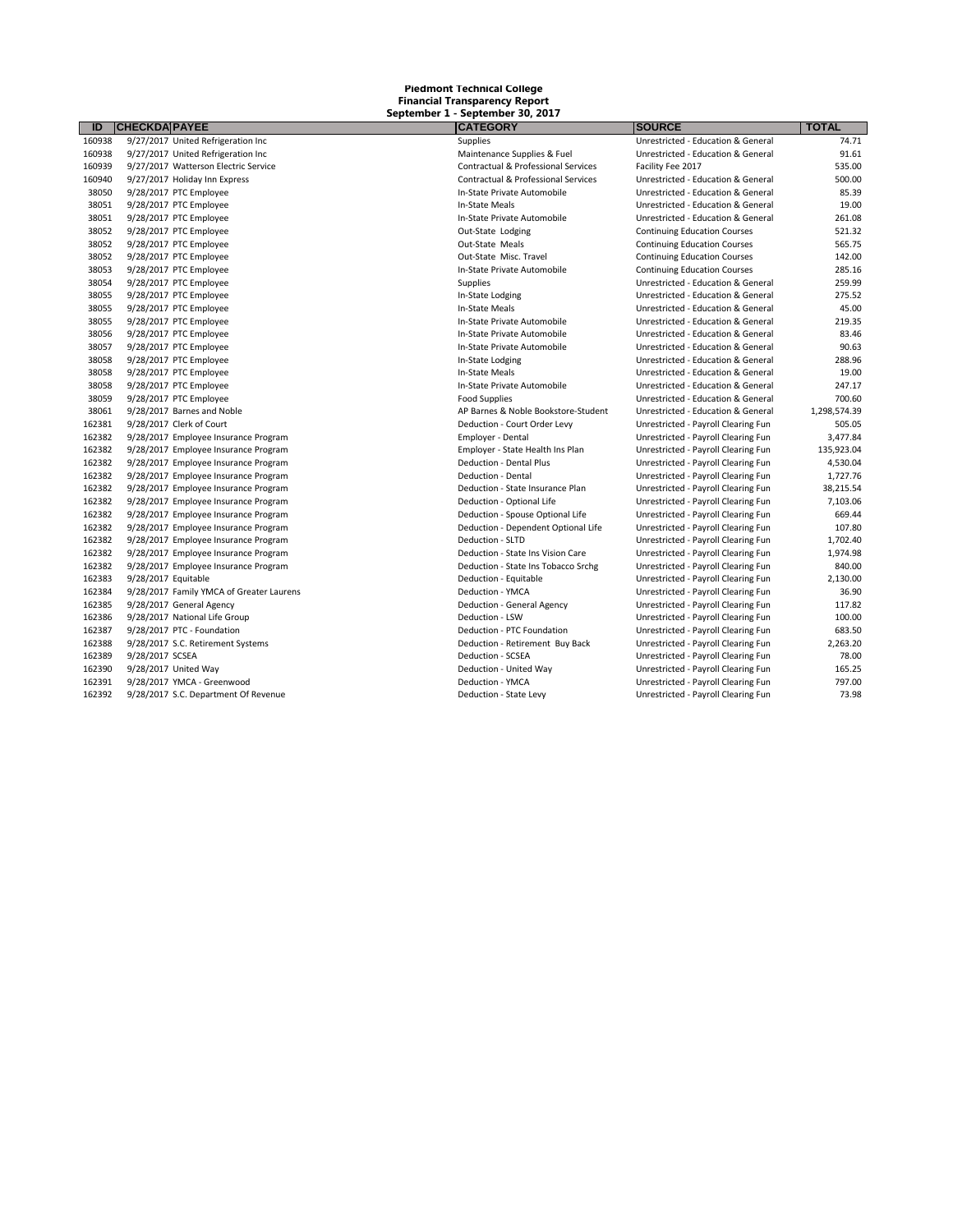**Piedmont Technical College**
**Financial Transparency Report**
**September 1 - September 30, 2017**

| ID | CHECKDA | PAYEE | CATEGORY | SOURCE | TOTAL |
|---|---|---|---|---|---|
| 160938 | 9/27/2017 | United Refrigeration Inc | Supplies | Unrestricted - Education & General | 74.71 |
| 160938 | 9/27/2017 | United Refrigeration Inc | Maintenance Supplies & Fuel | Unrestricted - Education & General | 91.61 |
| 160939 | 9/27/2017 | Watterson Electric Service | Contractual & Professional Services | Facility Fee 2017 | 535.00 |
| 160940 | 9/27/2017 | Holiday Inn Express | Contractual & Professional Services | Unrestricted - Education & General | 500.00 |
| 38050 | 9/28/2017 | PTC Employee | In-State Private Automobile | Unrestricted - Education & General | 85.39 |
| 38051 | 9/28/2017 | PTC Employee | In-State Meals | Unrestricted - Education & General | 19.00 |
| 38051 | 9/28/2017 | PTC Employee | In-State Private Automobile | Unrestricted - Education & General | 261.08 |
| 38052 | 9/28/2017 | PTC Employee | Out-State Lodging | Continuing Education Courses | 521.32 |
| 38052 | 9/28/2017 | PTC Employee | Out-State Meals | Continuing Education Courses | 565.75 |
| 38052 | 9/28/2017 | PTC Employee | Out-State Misc. Travel | Continuing Education Courses | 142.00 |
| 38053 | 9/28/2017 | PTC Employee | In-State Private Automobile | Continuing Education Courses | 285.16 |
| 38054 | 9/28/2017 | PTC Employee | Supplies | Unrestricted - Education & General | 259.99 |
| 38055 | 9/28/2017 | PTC Employee | In-State Lodging | Unrestricted - Education & General | 275.52 |
| 38055 | 9/28/2017 | PTC Employee | In-State Meals | Unrestricted - Education & General | 45.00 |
| 38055 | 9/28/2017 | PTC Employee | In-State Private Automobile | Unrestricted - Education & General | 219.35 |
| 38056 | 9/28/2017 | PTC Employee | In-State Private Automobile | Unrestricted - Education & General | 83.46 |
| 38057 | 9/28/2017 | PTC Employee | In-State Private Automobile | Unrestricted - Education & General | 90.63 |
| 38058 | 9/28/2017 | PTC Employee | In-State Lodging | Unrestricted - Education & General | 288.96 |
| 38058 | 9/28/2017 | PTC Employee | In-State Meals | Unrestricted - Education & General | 19.00 |
| 38058 | 9/28/2017 | PTC Employee | In-State Private Automobile | Unrestricted - Education & General | 247.17 |
| 38059 | 9/28/2017 | PTC Employee | Food Supplies | Unrestricted - Education & General | 700.60 |
| 38061 | 9/28/2017 | Barnes and Noble | AP Barnes & Noble Bookstore-Student | Unrestricted - Education & General | 1,298,574.39 |
| 162381 | 9/28/2017 | Clerk of Court | Deduction - Court Order Levy | Unrestricted - Payroll Clearing Fun | 505.05 |
| 162382 | 9/28/2017 | Employee Insurance Program | Employer - Dental | Unrestricted - Payroll Clearing Fun | 3,477.84 |
| 162382 | 9/28/2017 | Employee Insurance Program | Employer - State Health Ins Plan | Unrestricted - Payroll Clearing Fun | 135,923.04 |
| 162382 | 9/28/2017 | Employee Insurance Program | Deduction - Dental Plus | Unrestricted - Payroll Clearing Fun | 4,530.04 |
| 162382 | 9/28/2017 | Employee Insurance Program | Deduction - Dental | Unrestricted - Payroll Clearing Fun | 1,727.76 |
| 162382 | 9/28/2017 | Employee Insurance Program | Deduction - State Insurance Plan | Unrestricted - Payroll Clearing Fun | 38,215.54 |
| 162382 | 9/28/2017 | Employee Insurance Program | Deduction - Optional Life | Unrestricted - Payroll Clearing Fun | 7,103.06 |
| 162382 | 9/28/2017 | Employee Insurance Program | Deduction - Spouse Optional Life | Unrestricted - Payroll Clearing Fun | 669.44 |
| 162382 | 9/28/2017 | Employee Insurance Program | Deduction - Dependent Optional Life | Unrestricted - Payroll Clearing Fun | 107.80 |
| 162382 | 9/28/2017 | Employee Insurance Program | Deduction - SLTD | Unrestricted - Payroll Clearing Fun | 1,702.40 |
| 162382 | 9/28/2017 | Employee Insurance Program | Deduction - State Ins Vision Care | Unrestricted - Payroll Clearing Fun | 1,974.98 |
| 162382 | 9/28/2017 | Employee Insurance Program | Deduction - State Ins Tobacco Srchg | Unrestricted - Payroll Clearing Fun | 840.00 |
| 162383 | 9/28/2017 | Equitable | Deduction - Equitable | Unrestricted - Payroll Clearing Fun | 2,130.00 |
| 162384 | 9/28/2017 | Family YMCA of Greater Laurens | Deduction - YMCA | Unrestricted - Payroll Clearing Fun | 36.90 |
| 162385 | 9/28/2017 | General Agency | Deduction - General Agency | Unrestricted - Payroll Clearing Fun | 117.82 |
| 162386 | 9/28/2017 | National Life Group | Deduction - LSW | Unrestricted - Payroll Clearing Fun | 100.00 |
| 162387 | 9/28/2017 | PTC - Foundation | Deduction - PTC Foundation | Unrestricted - Payroll Clearing Fun | 683.50 |
| 162388 | 9/28/2017 | S.C. Retirement Systems | Deduction - Retirement Buy Back | Unrestricted - Payroll Clearing Fun | 2,263.20 |
| 162389 | 9/28/2017 | SCSEA | Deduction - SCSEA | Unrestricted - Payroll Clearing Fun | 78.00 |
| 162390 | 9/28/2017 | United Way | Deduction - United Way | Unrestricted - Payroll Clearing Fun | 165.25 |
| 162391 | 9/28/2017 | YMCA - Greenwood | Deduction - YMCA | Unrestricted - Payroll Clearing Fun | 797.00 |
| 162392 | 9/28/2017 | S.C. Department Of Revenue | Deduction - State Levy | Unrestricted - Payroll Clearing Fun | 73.98 |